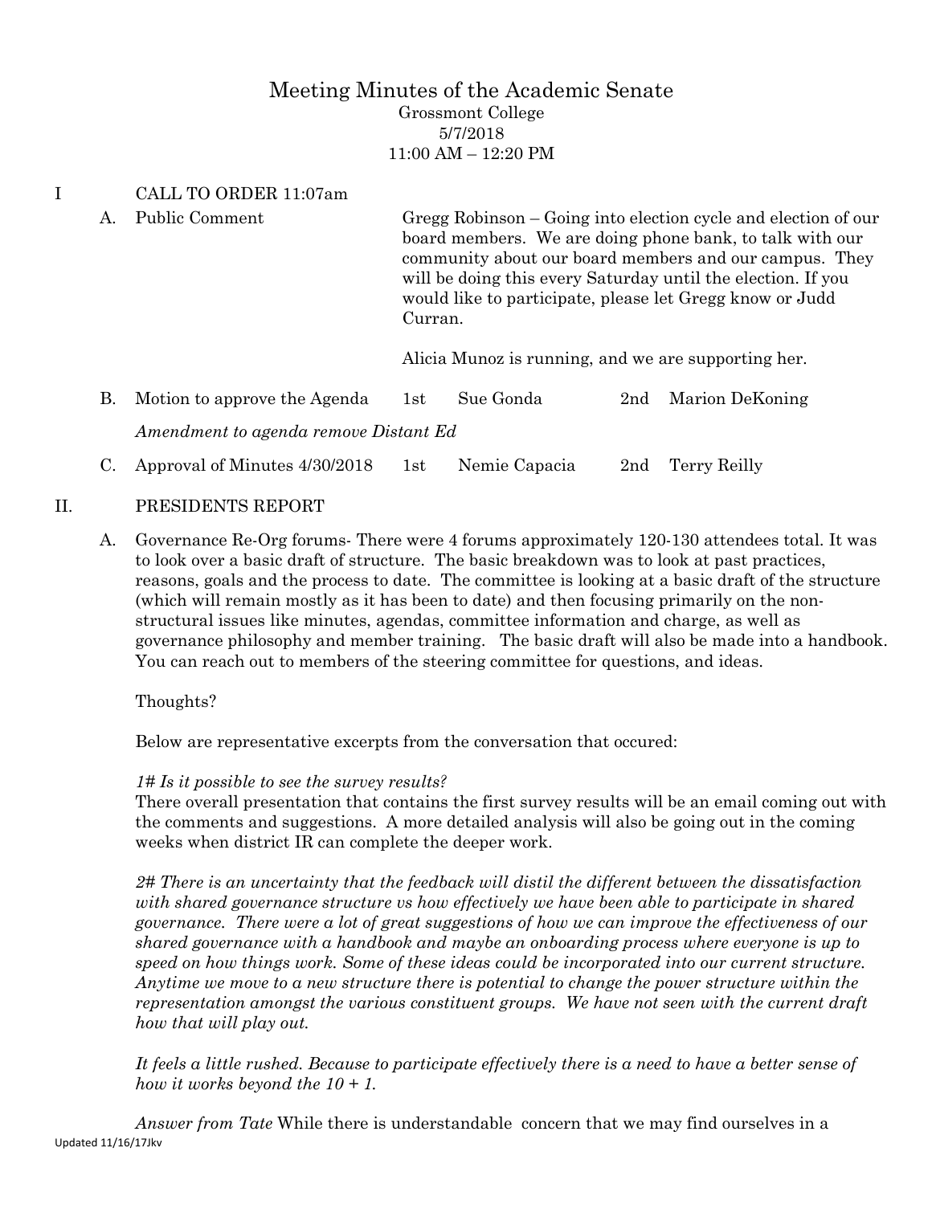# Meeting Minutes of the Academic Senate

Grossmont College
5/7/2018
11:00 AM – 12:20 PM

## I CALL TO ORDER 11:07am

A. Public Comment

Gregg Robinson – Going into election cycle and election of our board members. We are doing phone bank, to talk with our community about our board members and our campus. They will be doing this every Saturday until the election. If you would like to participate, please let Gregg know or Judd Curran.

Alicia Munoz is running, and we are supporting her.

B. Motion to approve the Agenda — 1st Sue Gonda — 2nd Marion DeKoning

*Amendment to agenda remove Distant Ed*

C. Approval of Minutes 4/30/2018 — 1st Nemie Capacia — 2nd Terry Reilly

## II. PRESIDENTS REPORT

A. Governance Re-Org forums- There were 4 forums approximately 120-130 attendees total. It was to look over a basic draft of structure. The basic breakdown was to look at past practices, reasons, goals and the process to date. The committee is looking at a basic draft of the structure (which will remain mostly as it has been to date) and then focusing primarily on the non-structural issues like minutes, agendas, committee information and charge, as well as governance philosophy and member training. The basic draft will also be made into a handbook. You can reach out to members of the steering committee for questions, and ideas.

Thoughts?

Below are representative excerpts from the conversation that occured:

*1# Is it possible to see the survey results?*
There overall presentation that contains the first survey results will be an email coming out with the comments and suggestions. A more detailed analysis will also be going out in the coming weeks when district IR can complete the deeper work.

*2# There is an uncertainty that the feedback will distil the different between the dissatisfaction with shared governance structure vs how effectively we have been able to participate in shared governance. There were a lot of great suggestions of how we can improve the effectiveness of our shared governance with a handbook and maybe an onboarding process where everyone is up to speed on how things work. Some of these ideas could be incorporated into our current structure. Anytime we move to a new structure there is potential to change the power structure within the representation amongst the various constituent groups. We have not seen with the current draft how that will play out.*

*It feels a little rushed. Because to participate effectively there is a need to have a better sense of how it works beyond the 10 + 1.*

*Answer from Tate* While there is understandable concern that we may find ourselves in a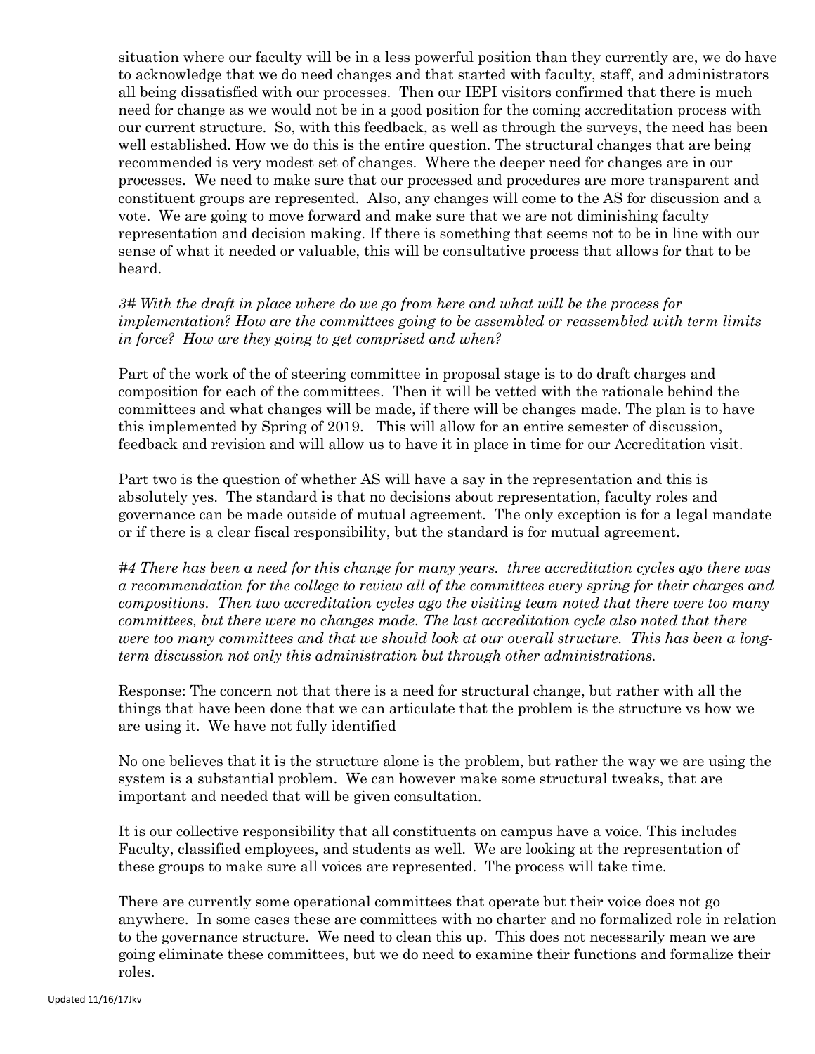situation where our faculty will be in a less powerful position than they currently are, we do have to acknowledge that we do need changes and that started with faculty, staff, and administrators all being dissatisfied with our processes. Then our IEPI visitors confirmed that there is much need for change as we would not be in a good position for the coming accreditation process with our current structure. So, with this feedback, as well as through the surveys, the need has been well established. How we do this is the entire question. The structural changes that are being recommended is very modest set of changes. Where the deeper need for changes are in our processes. We need to make sure that our processed and procedures are more transparent and constituent groups are represented. Also, any changes will come to the AS for discussion and a vote. We are going to move forward and make sure that we are not diminishing faculty representation and decision making. If there is something that seems not to be in line with our sense of what it needed or valuable, this will be consultative process that allows for that to be heard.

*3# With the draft in place where do we go from here and what will be the process for implementation? How are the committees going to be assembled or reassembled with term limits in force? How are they going to get comprised and when?*

Part of the work of the of steering committee in proposal stage is to do draft charges and composition for each of the committees. Then it will be vetted with the rationale behind the committees and what changes will be made, if there will be changes made. The plan is to have this implemented by Spring of 2019. This will allow for an entire semester of discussion, feedback and revision and will allow us to have it in place in time for our Accreditation visit.

Part two is the question of whether AS will have a say in the representation and this is absolutely yes. The standard is that no decisions about representation, faculty roles and governance can be made outside of mutual agreement. The only exception is for a legal mandate or if there is a clear fiscal responsibility, but the standard is for mutual agreement.

*#4 There has been a need for this change for many years. three accreditation cycles ago there was a recommendation for the college to review all of the committees every spring for their charges and compositions. Then two accreditation cycles ago the visiting team noted that there were too many committees, but there were no changes made. The last accreditation cycle also noted that there were too many committees and that we should look at our overall structure. This has been a long-term discussion not only this administration but through other administrations.*

Response: The concern not that there is a need for structural change, but rather with all the things that have been done that we can articulate that the problem is the structure vs how we are using it. We have not fully identified

No one believes that it is the structure alone is the problem, but rather the way we are using the system is a substantial problem. We can however make some structural tweaks, that are important and needed that will be given consultation.

It is our collective responsibility that all constituents on campus have a voice. This includes Faculty, classified employees, and students as well. We are looking at the representation of these groups to make sure all voices are represented. The process will take time.

There are currently some operational committees that operate but their voice does not go anywhere. In some cases these are committees with no charter and no formalized role in relation to the governance structure. We need to clean this up. This does not necessarily mean we are going eliminate these committees, but we do need to examine their functions and formalize their roles.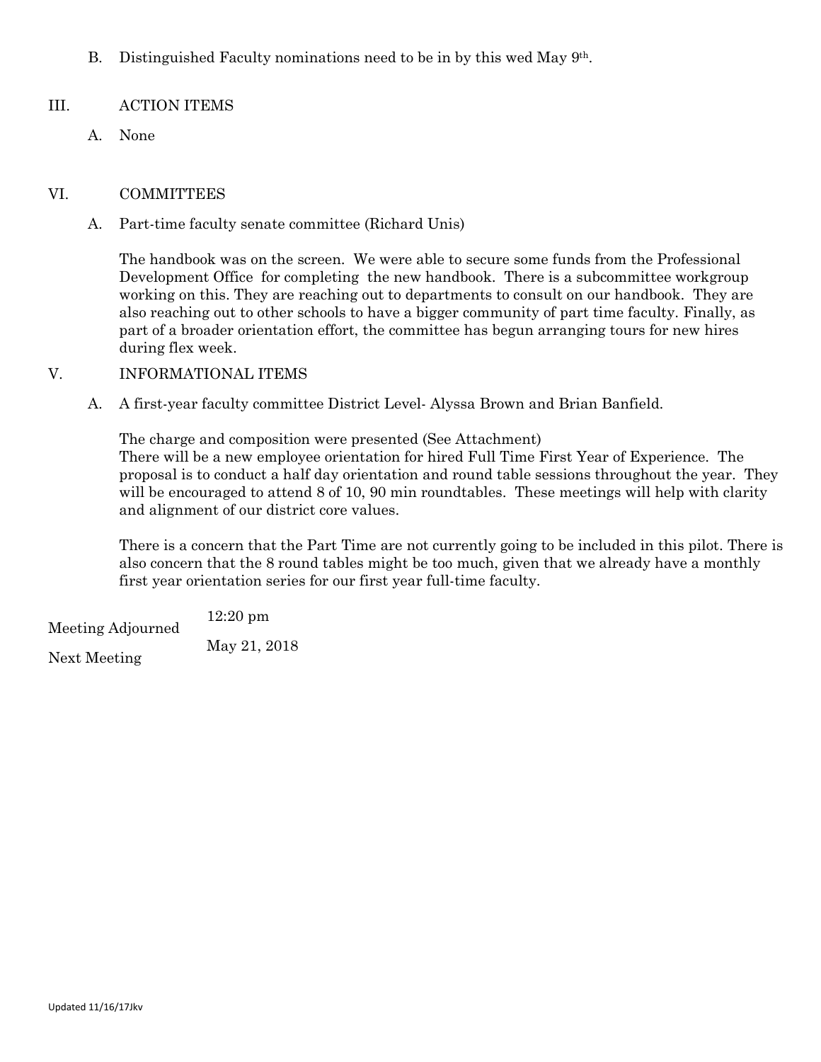B. Distinguished Faculty nominations need to be in by this wed May 9th.

## III. ACTION ITEMS

A. None

## VI. COMMITTEES

A. Part-time faculty senate committee (Richard Unis)

The handbook was on the screen. We were able to secure some funds from the Professional Development Office for completing the new handbook. There is a subcommittee workgroup working on this. They are reaching out to departments to consult on our handbook. They are also reaching out to other schools to have a bigger community of part time faculty. Finally, as part of a broader orientation effort, the committee has begun arranging tours for new hires during flex week.

## V. INFORMATIONAL ITEMS

A. A first-year faculty committee District Level- Alyssa Brown and Brian Banfield.

The charge and composition were presented (See Attachment)
There will be a new employee orientation for hired Full Time First Year of Experience. The proposal is to conduct a half day orientation and round table sessions throughout the year. They will be encouraged to attend 8 of 10, 90 min roundtables. These meetings will help with clarity and alignment of our district core values.

There is a concern that the Part Time are not currently going to be included in this pilot. There is also concern that the 8 round tables might be too much, given that we already have a monthly first year orientation series for our first year full-time faculty.

| | |
|---|---|
| Meeting Adjourned | 12:20 pm |
| Next Meeting | May 21, 2018 |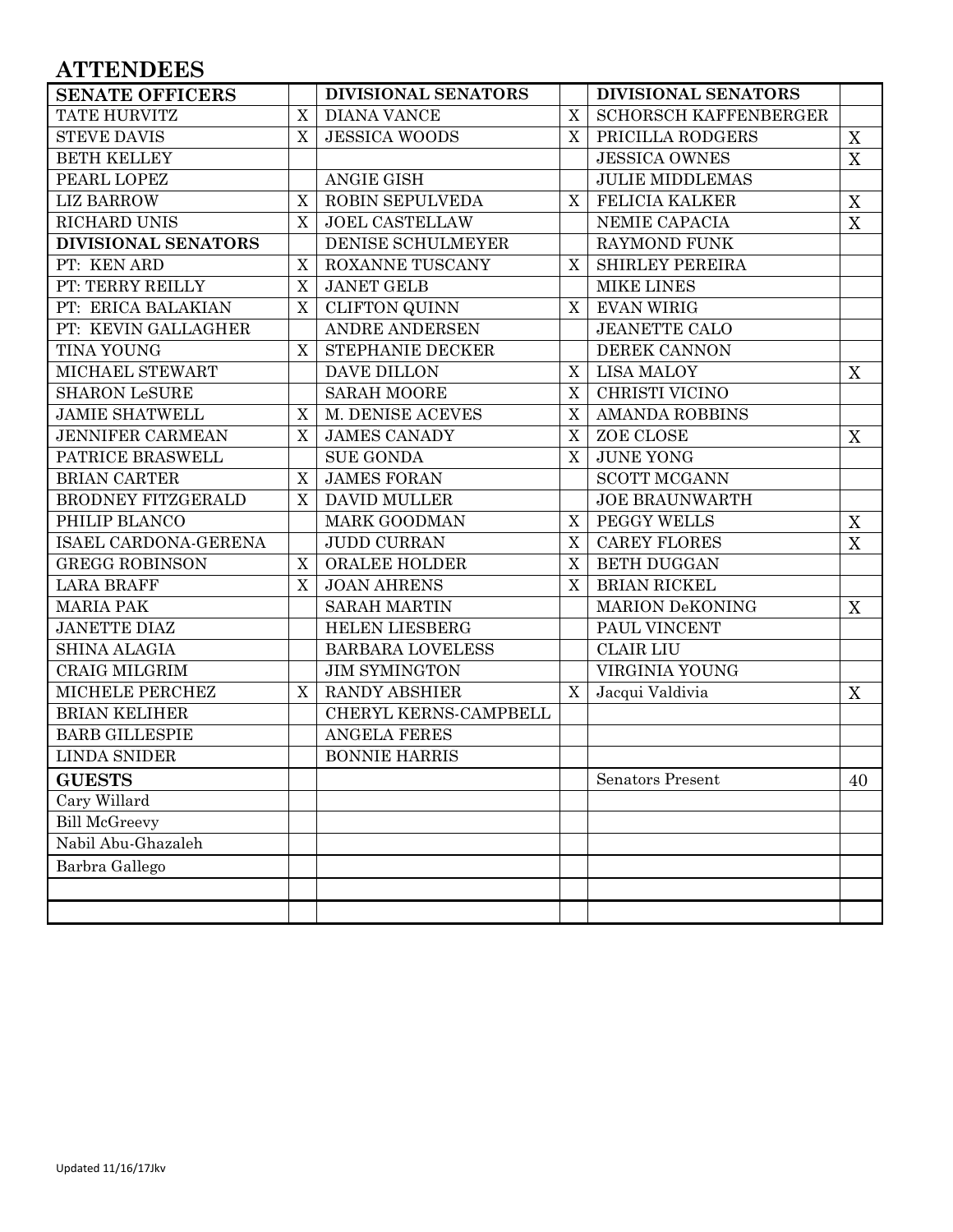## ATTENDEES

| SENATE OFFICERS | | DIVISIONAL SENATORS | | DIVISIONAL SENATORS | |
|---|---|---|---|---|---|
| TATE HURVITZ | X | DIANA VANCE | X | SCHORSCH KAFFENBERGER | |
| STEVE DAVIS | X | JESSICA WOODS | X | PRICILLA RODGERS | X |
| BETH KELLEY | | | | JESSICA OWNES | X |
| PEARL LOPEZ | | ANGIE GISH | | JULIE MIDDLEMAS | |
| LIZ BARROW | X | ROBIN SEPULVEDA | X | FELICIA KALKER | X |
| RICHARD UNIS | X | JOEL CASTELLAW | | NEMIE CAPACIA | X |
| **DIVISIONAL SENATORS** | | DENISE SCHULMEYER | | RAYMOND FUNK | |
| PT: KEN ARD | X | ROXANNE TUSCANY | X | SHIRLEY PEREIRA | |
| PT: TERRY REILLY | X | JANET GELB | | MIKE LINES | |
| PT: ERICA BALAKIAN | X | CLIFTON QUINN | X | EVAN WIRIG | |
| PT: KEVIN GALLAGHER | | ANDRE ANDERSEN | | JEANETTE CALO | |
| TINA YOUNG | X | STEPHANIE DECKER | | DEREK CANNON | |
| MICHAEL STEWART | | DAVE DILLON | X | LISA MALOY | X |
| SHARON LeSURE | | SARAH MOORE | X | CHRISTI VICINO | |
| JAMIE SHATWELL | X | M. DENISE ACEVES | X | AMANDA ROBBINS | |
| JENNIFER CARMEAN | X | JAMES CANADY | X | ZOE CLOSE | X |
| PATRICE BRASWELL | | SUE GONDA | X | JUNE YONG | |
| BRIAN CARTER | X | JAMES FORAN | | SCOTT MCGANN | |
| BRODNEY FITZGERALD | X | DAVID MULLER | | JOE BRAUNWARTH | |
| PHILIP BLANCO | | MARK GOODMAN | X | PEGGY WELLS | X |
| ISAEL CARDONA-GERENA | | JUDD CURRAN | X | CAREY FLORES | X |
| GREGG ROBINSON | X | ORALEE HOLDER | X | BETH DUGGAN | |
| LARA BRAFF | X | JOAN AHRENS | X | BRIAN RICKEL | |
| MARIA PAK | | SARAH MARTIN | | MARION DeKONING | X |
| JANETTE DIAZ | | HELEN LIESBERG | | PAUL VINCENT | |
| SHINA ALAGIA | | BARBARA LOVELESS | | CLAIR LIU | |
| CRAIG MILGRIM | | JIM SYMINGTON | | VIRGINIA YOUNG | |
| MICHELE PERCHEZ | X | RANDY ABSHIER | X | Jacqui Valdivia | X |
| BRIAN KELIHER | | CHERYL KERNS-CAMPBELL | | | |
| BARB GILLESPIE | | ANGELA FERES | | | |
| LINDA SNIDER | | BONNIE HARRIS | | | |
| **GUESTS** | | | | Senators Present | 40 |
| Cary Willard | | | | | |
| Bill McGreevy | | | | | |
| Nabil Abu-Ghazaleh | | | | | |
| Barbra Gallego | | | | | |
| | | | | | |
| | | | | | |

Updated 11/16/17Jkv